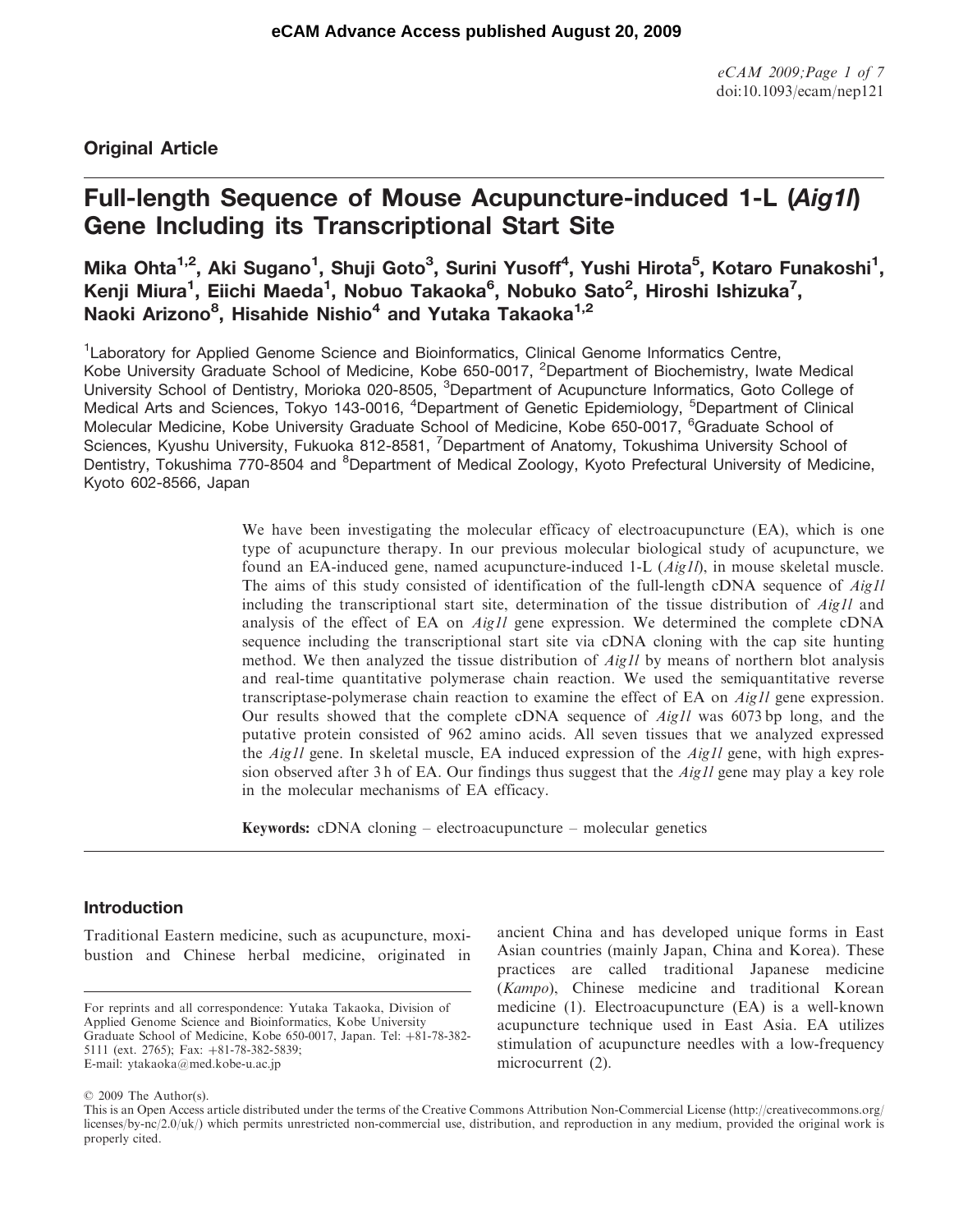eCAM Advance Access published August 20, 2009

doi:10.1093/ecam/nep121

**Original Article**

# Full-length Sequence of Mouse Acupuncture-induced 1-L (*Aig1l*) Gene Including its Transcriptional Start Site

**Mika Ohta[1,2], Aki Sugano[1], Shuji Goto[3], Surini Yusoff[4], Yushi Hirota[5], Kotaro Funakoshi[1], Kenji Miura[1], Eiichi Maeda[1], Nobuo Takaoka[6], Nobuko Sato[2], Hiroshi Ishizuka[7], Naoki Arizono[8], Hisahide Nishio[4] and Yutaka Takaoka[1,2]**

[1]Laboratory for Applied Genome Science and Bioinformatics, Clinical Genome Informatics Centre, Kobe University Graduate School of Medicine, Kobe 650-0017, [2]Department of Biochemistry, Iwate Medical University School of Dentistry, Morioka 020-8505, [3]Department of Acupuncture Informatics, Goto College of Medical Arts and Sciences, Tokyo 143-0016, [4]Department of Genetic Epidemiology, [5]Department of Clinical Molecular Medicine, Kobe University Graduate School of Medicine, Kobe 650-0017, [6]Graduate School of Sciences, Kyushu University, Fukuoka 812-8581, [7]Department of Anatomy, Tokushima University School of Dentistry, Tokushima 770-8504 and [8]Department of Medical Zoology, Kyoto Prefectural University of Medicine, Kyoto 602-8566, Japan

We have been investigating the molecular efficacy of electroacupuncture (EA), which is one type of acupuncture therapy. In our previous molecular biological study of acupuncture, we found an EA-induced gene, named acupuncture-induced 1-L (*Aig1l*), in mouse skeletal muscle. The aims of this study consisted of identification of the full-length cDNA sequence of *Aig1l* including the transcriptional start site, determination of the tissue distribution of *Aig1l* and analysis of the effect of EA on *Aig1l* gene expression. We determined the complete cDNA sequence including the transcriptional start site via cDNA cloning with the cap site hunting method. We then analyzed the tissue distribution of *Aig1l* by means of northern blot analysis and real-time quantitative polymerase chain reaction. We used the semiquantitative reverse transcriptase-polymerase chain reaction to examine the effect of EA on *Aig1l* gene expression. Our results showed that the complete cDNA sequence of *Aig1l* was 6073 bp long, and the putative protein consisted of 962 amino acids. All seven tissues that we analyzed expressed the *Aig1l* gene. In skeletal muscle, EA induced expression of the *Aig1l* gene, with high expression observed after 3 h of EA. Our findings thus suggest that the *Aig1l* gene may play a key role in the molecular mechanisms of EA efficacy.

**Keywords:** cDNA cloning – electroacupuncture – molecular genetics

## Introduction

Traditional Eastern medicine, such as acupuncture, moxibustion and Chinese herbal medicine, originated in ancient China and has developed unique forms in East Asian countries (mainly Japan, China and Korea). These practices are called traditional Japanese medicine (*Kampo*), Chinese medicine and traditional Korean medicine (1). Electroacupuncture (EA) is a well-known acupuncture technique used in East Asia. EA utilizes stimulation of acupuncture needles with a low-frequency microcurrent (2).

For reprints and all correspondence: Yutaka Takaoka, Division of Applied Genome Science and Bioinformatics, Kobe University Graduate School of Medicine, Kobe 650-0017, Japan. Tel: +81-78-382-5111 (ext. 2765); Fax: +81-78-382-5839; E-mail: ytakaoka@med.kobe-u.ac.jp

© 2009 The Author(s).
This is an Open Access article distributed under the terms of the Creative Commons Attribution Non-Commercial License (http://creativecommons.org/licenses/by-nc/2.0/uk/) which permits unrestricted non-commercial use, distribution, and reproduction in any medium, provided the original work is properly cited.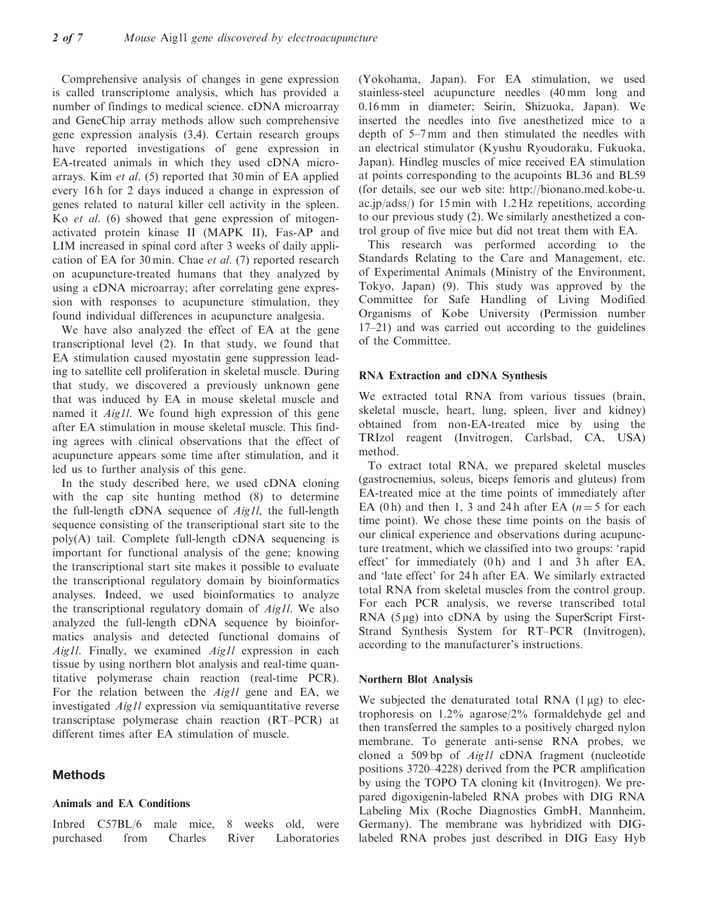Comprehensive analysis of changes in gene expression is called transcriptome analysis, which has provided a number of findings to medical science. cDNA microarray and GeneChip array methods allow such comprehensive gene expression analysis (3,4). Certain research groups have reported investigations of gene expression in EA-treated animals in which they used cDNA microarrays. Kim *et al*. (5) reported that 30 min of EA applied every 16 h for 2 days induced a change in expression of genes related to natural killer cell activity in the spleen. Ko *et al*. (6) showed that gene expression of mitogen-activated protein kinase II (MAPK II), Fas-AP and LIM increased in spinal cord after 3 weeks of daily application of EA for 30 min. Chae *et al*. (7) reported research on acupuncture-treated humans that they analyzed by using a cDNA microarray; after correlating gene expression with responses to acupuncture stimulation, they found individual differences in acupuncture analgesia.

We have also analyzed the effect of EA at the gene transcriptional level (2). In that study, we found that EA stimulation caused myostatin gene suppression leading to satellite cell proliferation in skeletal muscle. During that study, we discovered a previously unknown gene that was induced by EA in mouse skeletal muscle and named it *Aig1l*. We found high expression of this gene after EA stimulation in mouse skeletal muscle. This finding agrees with clinical observations that the effect of acupuncture appears some time after stimulation, and it led us to further analysis of this gene.

In the study described here, we used cDNA cloning with the cap site hunting method (8) to determine the full-length cDNA sequence of *Aig1l*, the full-length sequence consisting of the transcriptional start site to the poly(A) tail. Complete full-length cDNA sequencing is important for functional analysis of the gene; knowing the transcriptional start site makes it possible to evaluate the transcriptional regulatory domain by bioinformatics analyses. Indeed, we used bioinformatics to analyze the transcriptional regulatory domain of *Aig1l*. We also analyzed the full-length cDNA sequence by bioinformatics analysis and detected functional domains of *Aig1l*. Finally, we examined *Aig1l* expression in each tissue by using northern blot analysis and real-time quantitative polymerase chain reaction (real-time PCR). For the relation between the *Aig1l* gene and EA, we investigated *Aig1l* expression via semiquantitative reverse transcriptase polymerase chain reaction (RT–PCR) at different times after EA stimulation of muscle.

## Methods

### Animals and EA Conditions

Inbred C57BL/6 male mice, 8 weeks old, were purchased from Charles River Laboratories (Yokohama, Japan). For EA stimulation, we used stainless-steel acupuncture needles (40 mm long and 0.16 mm in diameter; Seirin, Shizuoka, Japan). We inserted the needles into five anesthetized mice to a depth of 5–7 mm and then stimulated the needles with an electrical stimulator (Kyushu Ryoudoraku, Fukuoka, Japan). Hindleg muscles of mice received EA stimulation at points corresponding to the acupoints BL36 and BL59 (for details, see our web site: http://bionano.med.kobe-u.ac.jp/adss/) for 15 min with 1.2 Hz repetitions, according to our previous study (2). We similarly anesthetized a control group of five mice but did not treat them with EA.

This research was performed according to the Standards Relating to the Care and Management, etc. of Experimental Animals (Ministry of the Environment, Tokyo, Japan) (9). This study was approved by the Committee for Safe Handling of Living Modified Organisms of Kobe University (Permission number 17–21) and was carried out according to the guidelines of the Committee.

### RNA Extraction and cDNA Synthesis

We extracted total RNA from various tissues (brain, skeletal muscle, heart, lung, spleen, liver and kidney) obtained from non-EA-treated mice by using the TRIzol reagent (Invitrogen, Carlsbad, CA, USA) method.

To extract total RNA, we prepared skeletal muscles (gastrocnemius, soleus, biceps femoris and gluteus) from EA-treated mice at the time points of immediately after EA (0 h) and then 1, 3 and 24 h after EA ($n = 5$ for each time point). We chose these time points on the basis of our clinical experience and observations during acupuncture treatment, which we classified into two groups: 'rapid effect' for immediately (0 h) and 1 and 3 h after EA, and 'late effect' for 24 h after EA. We similarly extracted total RNA from skeletal muscles from the control group. For each PCR analysis, we reverse transcribed total RNA (5 μg) into cDNA by using the SuperScript First-Strand Synthesis System for RT–PCR (Invitrogen), according to the manufacturer's instructions.

### Northern Blot Analysis

We subjected the denaturated total RNA (1 μg) to electrophoresis on 1.2% agarose/2% formaldehyde gel and then transferred the samples to a positively charged nylon membrane. To generate anti-sense RNA probes, we cloned a 509 bp of *Aig1l* cDNA fragment (nucleotide positions 3720–4228) derived from the PCR amplification by using the TOPO TA cloning kit (Invitrogen). We prepared digoxigenin-labeled RNA probes with DIG RNA Labeling Mix (Roche Diagnostics GmbH, Mannheim, Germany). The membrane was hybridized with DIG-labeled RNA probes just described in DIG Easy Hyb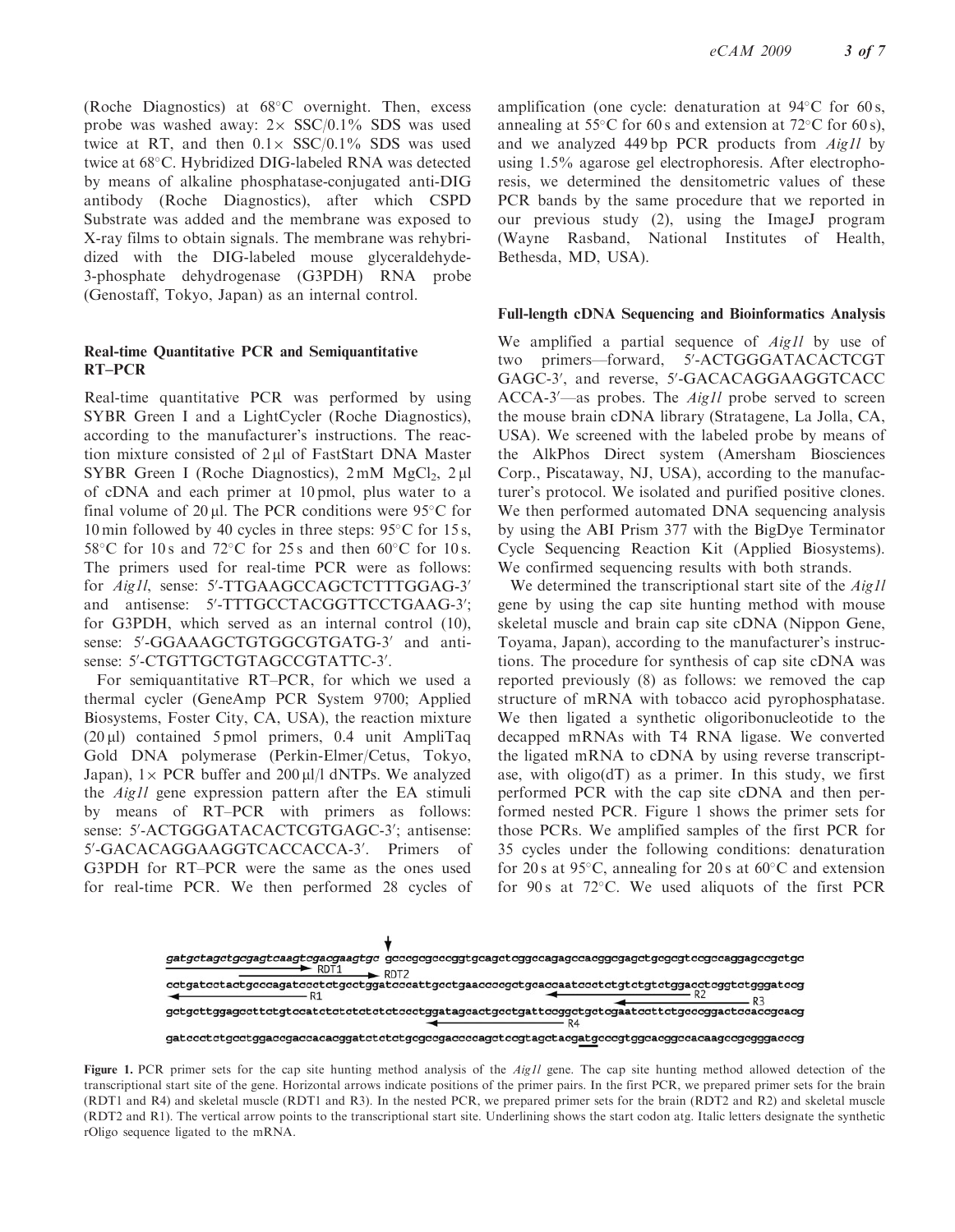(Roche Diagnostics) at 68°C overnight. Then, excess probe was washed away: 2× SSC/0.1% SDS was used twice at RT, and then 0.1× SSC/0.1% SDS was used twice at 68°C. Hybridized DIG-labeled RNA was detected by means of alkaline phosphatase-conjugated anti-DIG antibody (Roche Diagnostics), after which CSPD Substrate was added and the membrane was exposed to X-ray films to obtain signals. The membrane was rehybridized with the DIG-labeled mouse glyceraldehyde-3-phosphate dehydrogenase (G3PDH) RNA probe (Genostaff, Tokyo, Japan) as an internal control.

### Real-time Quantitative PCR and Semiquantitative RT–PCR

Real-time quantitative PCR was performed by using SYBR Green I and a LightCycler (Roche Diagnostics), according to the manufacturer's instructions. The reaction mixture consisted of 2 μl of FastStart DNA Master SYBR Green I (Roche Diagnostics), 2 mM $MgCl_2$, 2 μl of cDNA and each primer at 10 pmol, plus water to a final volume of 20 μl. The PCR conditions were 95°C for 10 min followed by 40 cycles in three steps: 95°C for 15 s, 58°C for 10 s and 72°C for 25 s and then 60°C for 10 s. The primers used for real-time PCR were as follows: for *Aig1l*, sense: 5′-TTGAAGCCAGCTCTTTGGAG-3′ and antisense: 5′-TTTGCCTACGGTTCCTGAAG-3′; for G3PDH, which served as an internal control (10), sense: 5′-GGAAAGCTGTGGCGTGATG-3′ and antisense: 5′-CTGTTGCTGTAGCCGTATTC-3′.

For semiquantitative RT–PCR, for which we used a thermal cycler (GeneAmp PCR System 9700; Applied Biosystems, Foster City, CA, USA), the reaction mixture (20 μl) contained 5 pmol primers, 0.4 unit AmpliTaq Gold DNA polymerase (Perkin-Elmer/Cetus, Tokyo, Japan), 1× PCR buffer and 200 μl/l dNTPs. We analyzed the *Aig1l* gene expression pattern after the EA stimuli by means of RT–PCR with primers as follows: sense: 5′-ACTGGGATACACTCGTGAGC-3′; antisense: 5′-GACACAGGAAGGTCACCACCA-3′. Primers of G3PDH for RT–PCR were the same as the ones used for real-time PCR. We then performed 28 cycles of amplification (one cycle: denaturation at 94°C for 60 s, annealing at 55°C for 60 s and extension at 72°C for 60 s), and we analyzed 449 bp PCR products from *Aig1l* by using 1.5% agarose gel electrophoresis. After electrophoresis, we determined the densitometric values of these PCR bands by the same procedure that we reported in our previous study (2), using the ImageJ program (Wayne Rasband, National Institutes of Health, Bethesda, MD, USA).

### Full-length cDNA Sequencing and Bioinformatics Analysis

We amplified a partial sequence of *Aig1l* by use of two primers—forward, 5′-ACTGGGATACACTCGT GAGC-3′, and reverse, 5′-GACACAGGAAGGTCACC ACCA-3′—as probes. The *Aig1l* probe served to screen the mouse brain cDNA library (Stratagene, La Jolla, CA, USA). We screened with the labeled probe by means of the AlkPhos Direct system (Amersham Biosciences Corp., Piscataway, NJ, USA), according to the manufacturer's protocol. We isolated and purified positive clones. We then performed automated DNA sequencing analysis by using the ABI Prism 377 with the BigDye Terminator Cycle Sequencing Reaction Kit (Applied Biosystems). We confirmed sequencing results with both strands.

We determined the transcriptional start site of the *Aig1l* gene by using the cap site hunting method with mouse skeletal muscle and brain cap site cDNA (Nippon Gene, Toyama, Japan), according to the manufacturer's instructions. The procedure for synthesis of cap site cDNA was reported previously (8) as follows: we removed the cap structure of mRNA with tobacco acid pyrophosphatase. We then ligated a synthetic oligoribonucleotide to the decapped mRNAs with T4 RNA ligase. We converted the ligated mRNA to cDNA by using reverse transcriptase, with oligo(dT) as a primer. In this study, we first performed PCR with the cap site cDNA and then performed nested PCR. Figure 1 shows the primer sets for those PCRs. We amplified samples of the first PCR for 35 cycles under the following conditions: denaturation for 20 s at 95°C, annealing for 20 s at 60°C and extension for 90 s at 72°C. We used aliquots of the first PCR

```
gatgctagctgcgagtcaagtcgacgaagtgc gcccgcgcccggtgcagctcggccagagccacggcgagctgcgcgtccgccaggagccgctgc
         RDT1 →          RDT2 →
cctgatcctactgcccagatccctctgcctggatcccattgcctgaaccccgctgcaccaatccctctgtctgtctggacctcggtctgggatccg
         ← R1                                                        ← R2        ← R3
gctgcttggagccttctgtccatctctctctctctccctggatagcactgcctgattccggctgctcgaatccttctgcccggactccaccgcacg
                                       ← R4
gatccctctgcctggaccgaccacacggatctctctgcgccgaccccagctccgtagctacgatgcccgtggcacggccacaagccgcgggacccg
```

**Figure 1.** PCR primer sets for the cap site hunting method analysis of the *Aig1l* gene. The cap site hunting method allowed detection of the transcriptional start site of the gene. Horizontal arrows indicate positions of the primer pairs. In the first PCR, we prepared primer sets for the brain (RDT1 and R4) and skeletal muscle (RDT1 and R3). In the nested PCR, we prepared primer sets for the brain (RDT2 and R2) and skeletal muscle (RDT2 and R1). The vertical arrow points to the transcriptional start site. Underlining shows the start codon atg. Italic letters designate the synthetic rOligo sequence ligated to the mRNA.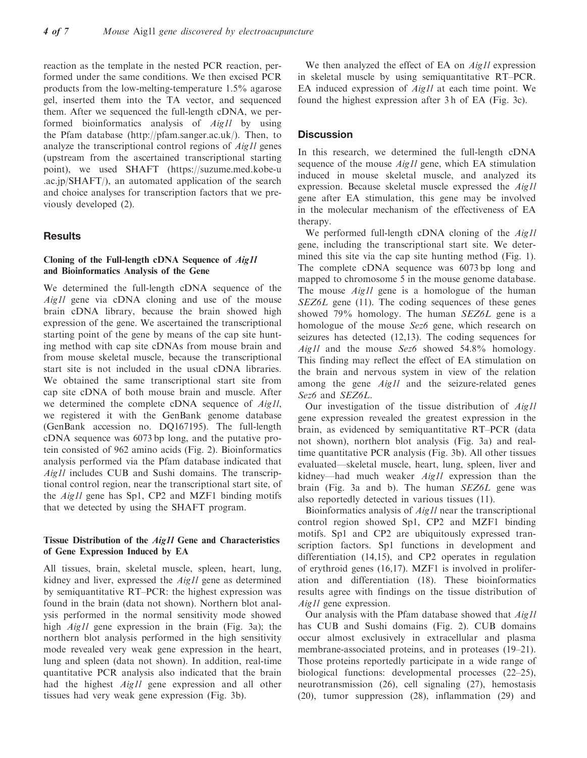reaction as the template in the nested PCR reaction, performed under the same conditions. We then excised PCR products from the low-melting-temperature 1.5% agarose gel, inserted them into the TA vector, and sequenced them. After we sequenced the full-length cDNA, we performed bioinformatics analysis of *Aig1l* by using the Pfam database (http://pfam.sanger.ac.uk/). Then, to analyze the transcriptional control regions of *Aig1l* genes (upstream from the ascertained transcriptional starting point), we used SHAFT (https://suzume.med.kobe-u.ac.jp/SHAFT/), an automated application of the search and choice analyses for transcription factors that we previously developed (2).

## Results

### Cloning of the Full-length cDNA Sequence of *Aig1l* and Bioinformatics Analysis of the Gene

We determined the full-length cDNA sequence of the *Aig1l* gene via cDNA cloning and use of the mouse brain cDNA library, because the brain showed high expression of the gene. We ascertained the transcriptional starting point of the gene by means of the cap site hunting method with cap site cDNAs from mouse brain and from mouse skeletal muscle, because the transcriptional start site is not included in the usual cDNA libraries. We obtained the same transcriptional start site from cap site cDNA of both mouse brain and muscle. After we determined the complete cDNA sequence of *Aig1l*, we registered it with the GenBank genome database (GenBank accession no. DQ167195). The full-length cDNA sequence was 6073 bp long, and the putative protein consisted of 962 amino acids (Fig. 2). Bioinformatics analysis performed via the Pfam database indicated that *Aig1l* includes CUB and Sushi domains. The transcriptional control region, near the transcriptional start site, of the *Aig1l* gene has Sp1, CP2 and MZF1 binding motifs that we detected by using the SHAFT program.

### Tissue Distribution of the *Aig1l* Gene and Characteristics of Gene Expression Induced by EA

All tissues, brain, skeletal muscle, spleen, heart, lung, kidney and liver, expressed the *Aig1l* gene as determined by semiquantitative RT–PCR: the highest expression was found in the brain (data not shown). Northern blot analysis performed in the normal sensitivity mode showed high *Aig1l* gene expression in the brain (Fig. 3a); the northern blot analysis performed in the high sensitivity mode revealed very weak gene expression in the heart, lung and spleen (data not shown). In addition, real-time quantitative PCR analysis also indicated that the brain had the highest *Aig1l* gene expression and all other tissues had very weak gene expression (Fig. 3b).

We then analyzed the effect of EA on *Aig1l* expression in skeletal muscle by using semiquantitative RT–PCR. EA induced expression of *Aig1l* at each time point. We found the highest expression after 3 h of EA (Fig. 3c).

## Discussion

In this research, we determined the full-length cDNA sequence of the mouse *Aig1l* gene, which EA stimulation induced in mouse skeletal muscle, and analyzed its expression. Because skeletal muscle expressed the *Aig1l* gene after EA stimulation, this gene may be involved in the molecular mechanism of the effectiveness of EA therapy.

We performed full-length cDNA cloning of the *Aig1l* gene, including the transcriptional start site. We determined this site via the cap site hunting method (Fig. 1). The complete cDNA sequence was 6073 bp long and mapped to chromosome 5 in the mouse genome database. The mouse *Aig1l* gene is a homologue of the human *SEZ6L* gene (11). The coding sequences of these genes showed 79% homology. The human *SEZ6L* gene is a homologue of the mouse *Sez6* gene, which research on seizures has detected (12,13). The coding sequences for *Aig1l* and the mouse *Sez6* showed 54.8% homology. This finding may reflect the effect of EA stimulation on the brain and nervous system in view of the relation among the gene *Aig1l* and the seizure-related genes *Sez6* and *SEZ6L*.

Our investigation of the tissue distribution of *Aig1l* gene expression revealed the greatest expression in the brain, as evidenced by semiquantitative RT–PCR (data not shown), northern blot analysis (Fig. 3a) and real-time quantitative PCR analysis (Fig. 3b). All other tissues evaluated—skeletal muscle, heart, lung, spleen, liver and kidney—had much weaker *Aig1l* expression than the brain (Fig. 3a and b). The human *SEZ6L* gene was also reportedly detected in various tissues (11).

Bioinformatics analysis of *Aig1l* near the transcriptional control region showed Sp1, CP2 and MZF1 binding motifs. Sp1 and CP2 are ubiquitously expressed transcription factors. Sp1 functions in development and differentiation (14,15), and CP2 operates in regulation of erythroid genes (16,17). MZF1 is involved in proliferation and differentiation (18). These bioinformatics results agree with findings on the tissue distribution of *Aig1l* gene expression.

Our analysis with the Pfam database showed that *Aig1l* has CUB and Sushi domains (Fig. 2). CUB domains occur almost exclusively in extracellular and plasma membrane-associated proteins, and in proteases (19–21). Those proteins reportedly participate in a wide range of biological functions: developmental processes (22–25), neurotransmission (26), cell signaling (27), hemostasis (20), tumor suppression (28), inflammation (29) and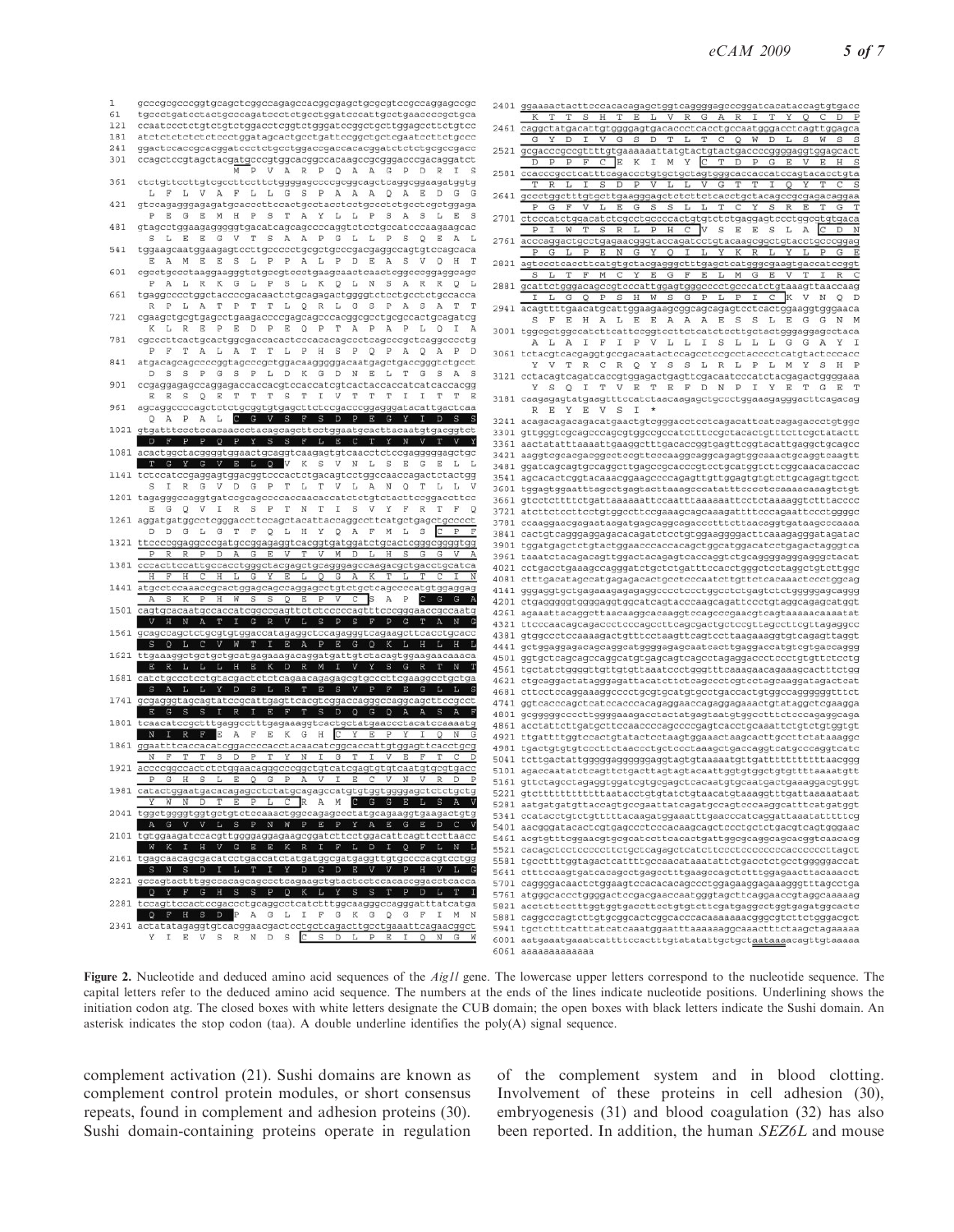**Figure 2.** Nucleotide and deduced amino acid sequences of the *Aig1l* gene. The lowercase upper letters correspond to the nucleotide sequence. The capital letters refer to the deduced amino acid sequence. The numbers at the ends of the lines indicate nucleotide positions. Underlining shows the initiation codon atg. The closed boxes with white letters designate the CUB domain; the open boxes with black letters indicate the Sushi domain. An asterisk indicates the stop codon (taa). A double underline identifies the poly(A) signal sequence.

complement activation (21). Sushi domains are known as complement control protein modules, or short consensus repeats, found in complement and adhesion proteins (30). Sushi domain-containing proteins operate in regulation of the complement system and in blood clotting. Involvement of these proteins in cell adhesion (30), embryogenesis (31) and blood coagulation (32) has also been reported. In addition, the human *SEZ6L* and mouse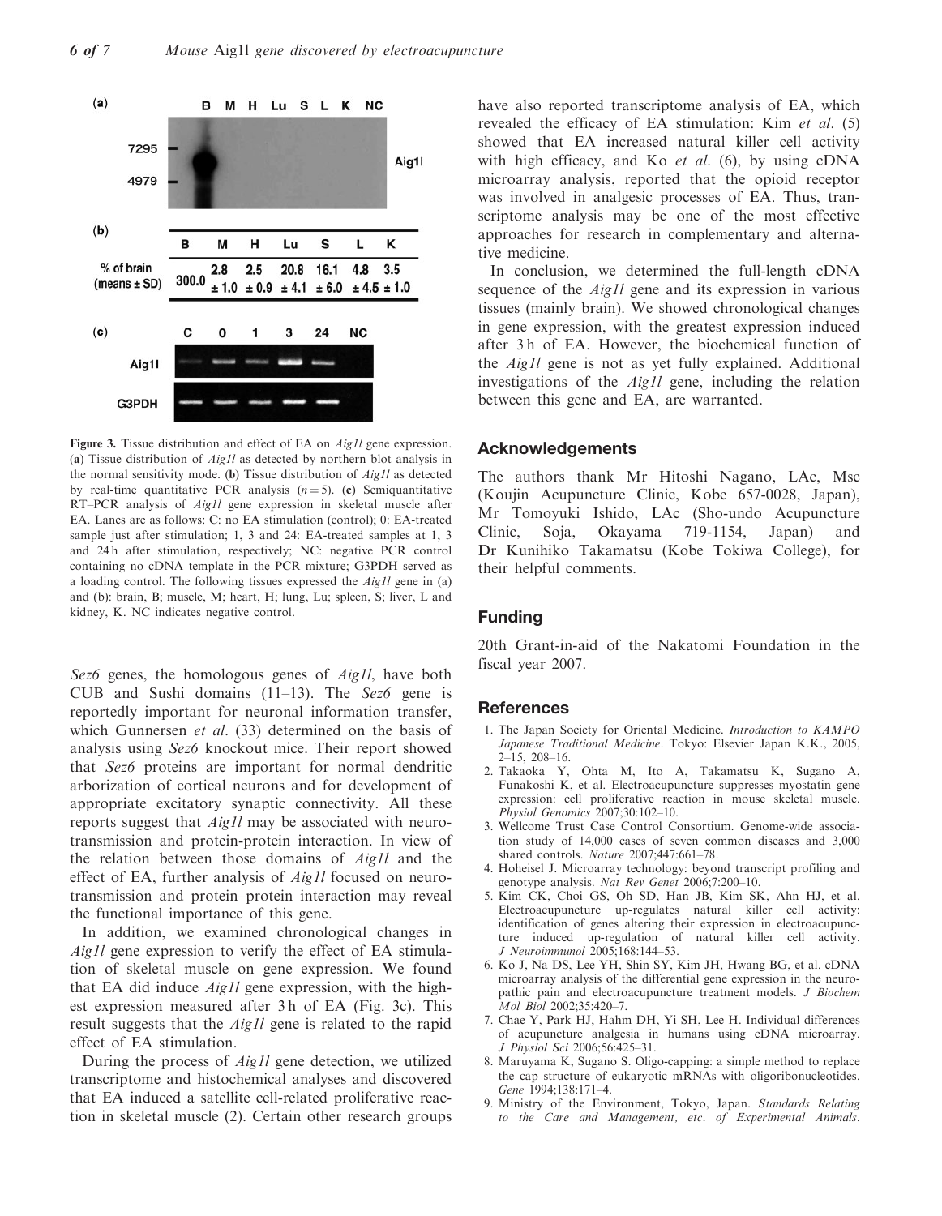| | B | M | H | Lu | S | L | K |
|---|---|---|---|---|---|---|---|
| % of brain (means ± SD) | 300.0 | 2.8 ± 1.0 | 2.5 ± 0.9 | 20.8 ± 4.1 | 16.1 ± 6.0 | 4.8 ± 4.5 | 3.5 ± 1.0 |

**Figure 3.** Tissue distribution and effect of EA on *Aig1l* gene expression. (**a**) Tissue distribution of *Aig1l* as detected by northern blot analysis in the normal sensitivity mode. (**b**) Tissue distribution of *Aig1l* as detected by real-time quantitative PCR analysis ($n = 5$). (**c**) Semiquantitative RT–PCR analysis of *Aig1l* gene expression in skeletal muscle after EA. Lanes are as follows: C: no EA stimulation (control); 0: EA-treated sample just after stimulation; 1, 3 and 24: EA-treated samples at 1, 3 and 24 h after stimulation, respectively; NC: negative PCR control containing no cDNA template in the PCR mixture; G3PDH served as a loading control. The following tissues expressed the *Aig1l* gene in (a) and (b): brain, B; muscle, M; heart, H; lung, Lu; spleen, S; liver, L and kidney, K. NC indicates negative control.

*Sez6* genes, the homologous genes of *Aig1l*, have both CUB and Sushi domains (11–13). The *Sez6* gene is reportedly important for neuronal information transfer, which Gunnersen *et al.* (33) determined on the basis of analysis using *Sez6* knockout mice. Their report showed that *Sez6* proteins are important for normal dendritic arborization of cortical neurons and for development of appropriate excitatory synaptic connectivity. All these reports suggest that *Aig1l* may be associated with neurotransmission and protein-protein interaction. In view of the relation between those domains of *Aig1l* and the effect of EA, further analysis of *Aig1l* focused on neurotransmission and protein–protein interaction may reveal the functional importance of this gene.

In addition, we examined chronological changes in *Aig1l* gene expression to verify the effect of EA stimulation of skeletal muscle on gene expression. We found that EA did induce *Aig1l* gene expression, with the highest expression measured after 3 h of EA (Fig. 3c). This result suggests that the *Aig1l* gene is related to the rapid effect of EA stimulation.

During the process of *Aig1l* gene detection, we utilized transcriptome and histochemical analyses and discovered that EA induced a satellite cell-related proliferative reaction in skeletal muscle (2). Certain other research groups have also reported transcriptome analysis of EA, which revealed the efficacy of EA stimulation: Kim *et al.* (5) showed that EA increased natural killer cell activity with high efficacy, and Ko *et al.* (6), by using cDNA microarray analysis, reported that the opioid receptor was involved in analgesic processes of EA. Thus, transcriptome analysis may be one of the most effective approaches for research in complementary and alternative medicine.

In conclusion, we determined the full-length cDNA sequence of the *Aig1l* gene and its expression in various tissues (mainly brain). We showed chronological changes in gene expression, with the greatest expression induced after 3 h of EA. However, the biochemical function of the *Aig1l* gene is not as yet fully explained. Additional investigations of the *Aig1l* gene, including the relation between this gene and EA, are warranted.

## Acknowledgements

The authors thank Mr Hitoshi Nagano, LAc, Msc (Koujin Acupuncture Clinic, Kobe 657-0028, Japan), Mr Tomoyuki Ishido, LAc (Sho-undo Acupuncture Clinic, Soja, Okayama 719-1154, Japan) and Dr Kunihiko Takamatsu (Kobe Tokiwa College), for their helpful comments.

## Funding

20th Grant-in-aid of the Nakatomi Foundation in the fiscal year 2007.

## References

1. The Japan Society for Oriental Medicine. *Introduction to KAMPO Japanese Traditional Medicine*. Tokyo: Elsevier Japan K.K., 2005, 2–15, 208–16.
2. Takaoka Y, Ohta M, Ito A, Takamatsu K, Sugano A, Funakoshi K, et al. Electroacupuncture suppresses myostatin gene expression: cell proliferative reaction in mouse skeletal muscle. *Physiol Genomics* 2007;30:102–10.
3. Wellcome Trust Case Control Consortium. Genome-wide association study of 14,000 cases of seven common diseases and 3,000 shared controls. *Nature* 2007;447:661–78.
4. Hoheisel J. Microarray technology: beyond transcript profiling and genotype analysis. *Nat Rev Genet* 2006;7:200–10.
5. Kim CK, Choi GS, Oh SD, Han JB, Kim SK, Ahn HJ, et al. Electroacupuncture up-regulates natural killer cell activity: identification of genes altering their expression in electroacupuncture induced up-regulation of natural killer cell activity. *J Neuroimmunol* 2005;168:144–53.
6. Ko J, Na DS, Lee YH, Shin SY, Kim JH, Hwang BG, et al. cDNA microarray analysis of the differential gene expression in the neuropathic pain and electroacupuncture treatment models. *J Biochem Mol Biol* 2002;35:420–7.
7. Chae Y, Park HJ, Hahm DH, Yi SH, Lee H. Individual differences of acupuncture analgesia in humans using cDNA microarray. *J Physiol Sci* 2006;56:425–31.
8. Maruyama K, Sugano S. Oligo-capping: a simple method to replace the cap structure of eukaryotic mRNAs with oligoribonucleotides. *Gene* 1994;138:171–4.
9. Ministry of the Environment, Tokyo, Japan. *Standards Relating to the Care and Management, etc. of Experimental Animals*.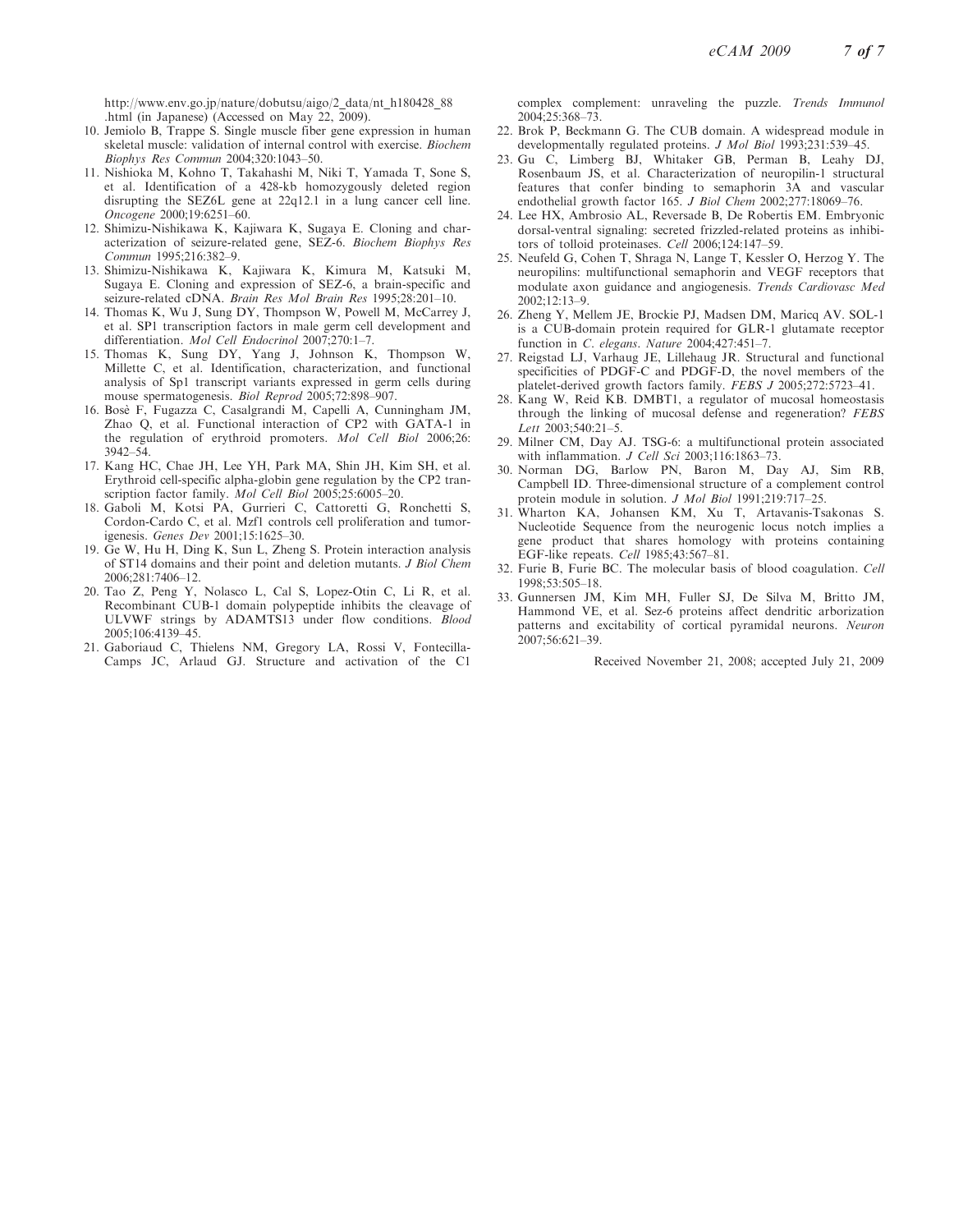http://www.env.go.jp/nature/dobutsu/aigo/2_data/nt_h180428_88.html (in Japanese) (Accessed on May 22, 2009).

10. Jemiolo B, Trappe S. Single muscle fiber gene expression in human skeletal muscle: validation of internal control with exercise. *Biochem Biophys Res Commun* 2004;320:1043–50.
11. Nishioka M, Kohno T, Takahashi M, Niki T, Yamada T, Sone S, et al. Identification of a 428-kb homozygously deleted region disrupting the SEZ6L gene at 22q12.1 in a lung cancer cell line. *Oncogene* 2000;19:6251–60.
12. Shimizu-Nishikawa K, Kajiwara K, Sugaya E. Cloning and characterization of seizure-related gene, SEZ-6. *Biochem Biophys Res Commun* 1995;216:382–9.
13. Shimizu-Nishikawa K, Kajiwara K, Kimura M, Katsuki M, Sugaya E. Cloning and expression of SEZ-6, a brain-specific and seizure-related cDNA. *Brain Res Mol Brain Res* 1995;28:201–10.
14. Thomas K, Wu J, Sung DY, Thompson W, Powell M, McCarrey J, et al. SP1 transcription factors in male germ cell development and differentiation. *Mol Cell Endocrinol* 2007;270:1–7.
15. Thomas K, Sung DY, Yang J, Johnson K, Thompson W, Millette C, et al. Identification, characterization, and functional analysis of Sp1 transcript variants expressed in germ cells during mouse spermatogenesis. *Biol Reprod* 2005;72:898–907.
16. Bosè F, Fugazza C, Casalgrandi M, Capelli A, Cunningham JM, Zhao Q, et al. Functional interaction of CP2 with GATA-1 in the regulation of erythroid promoters. *Mol Cell Biol* 2006;26:3942–54.
17. Kang HC, Chae JH, Lee YH, Park MA, Shin JH, Kim SH, et al. Erythroid cell-specific alpha-globin gene regulation by the CP2 transcription factor family. *Mol Cell Biol* 2005;25:6005–20.
18. Gaboli M, Kotsi PA, Gurrieri C, Cattoretti G, Ronchetti S, Cordon-Cardo C, et al. Mzf1 controls cell proliferation and tumorigenesis. *Genes Dev* 2001;15:1625–30.
19. Ge W, Hu H, Ding K, Sun L, Zheng S. Protein interaction analysis of ST14 domains and their point and deletion mutants. *J Biol Chem* 2006;281:7406–12.
20. Tao Z, Peng Y, Nolasco L, Cal S, Lopez-Otin C, Li R, et al. Recombinant CUB-1 domain polypeptide inhibits the cleavage of ULVWF strings by ADAMTS13 under flow conditions. *Blood* 2005;106:4139–45.
21. Gaboriaud C, Thielens NM, Gregory LA, Rossi V, Fontecilla-Camps JC, Arlaud GJ. Structure and activation of the C1 complex complement: unraveling the puzzle. *Trends Immunol* 2004;25:368–73.
22. Brok P, Beckmann G. The CUB domain. A widespread module in developmentally regulated proteins. *J Mol Biol* 1993;231:539–45.
23. Gu C, Limberg BJ, Whitaker GB, Perman B, Leahy DJ, Rosenbaum JS, et al. Characterization of neuropilin-1 structural features that confer binding to semaphorin 3A and vascular endothelial growth factor 165. *J Biol Chem* 2002;277:18069–76.
24. Lee HX, Ambrosio AL, Reversade B, De Robertis EM. Embryonic dorsal-ventral signaling: secreted frizzled-related proteins as inhibitors of tolloid proteinases. *Cell* 2006;124:147–59.
25. Neufeld G, Cohen T, Shraga N, Lange T, Kessler O, Herzog Y. The neuropilins: multifunctional semaphorin and VEGF receptors that modulate axon guidance and angiogenesis. *Trends Cardiovasc Med* 2002;12:13–9.
26. Zheng Y, Mellem JE, Brockie PJ, Madsen DM, Maricq AV. SOL-1 is a CUB-domain protein required for GLR-1 glutamate receptor function in *C. elegans*. *Nature* 2004;427:451–7.
27. Reigstad LJ, Varhaug JE, Lillehaug JR. Structural and functional specificities of PDGF-C and PDGF-D, the novel members of the platelet-derived growth factors family. *FEBS J* 2005;272:5723–41.
28. Kang W, Reid KB. DMBT1, a regulator of mucosal homeostasis through the linking of mucosal defense and regeneration? *FEBS Lett* 2003;540:21–5.
29. Milner CM, Day AJ. TSG-6: a multifunctional protein associated with inflammation. *J Cell Sci* 2003;116:1863–73.
30. Norman DG, Barlow PN, Baron M, Day AJ, Sim RB, Campbell ID. Three-dimensional structure of a complement control protein module in solution. *J Mol Biol* 1991;219:717–25.
31. Wharton KA, Johansen KM, Xu T, Artavanis-Tsakonas S. Nucleotide Sequence from the neurogenic locus notch implies a gene product that shares homology with proteins containing EGF-like repeats. *Cell* 1985;43:567–81.
32. Furie B, Furie BC. The molecular basis of blood coagulation. *Cell* 1998;53:505–18.
33. Gunnersen JM, Kim MH, Fuller SJ, De Silva M, Britto JM, Hammond VE, et al. Sez-6 proteins affect dendritic arborization patterns and excitability of cortical pyramidal neurons. *Neuron* 2007;56:621–39.

Received November 21, 2008; accepted July 21, 2009